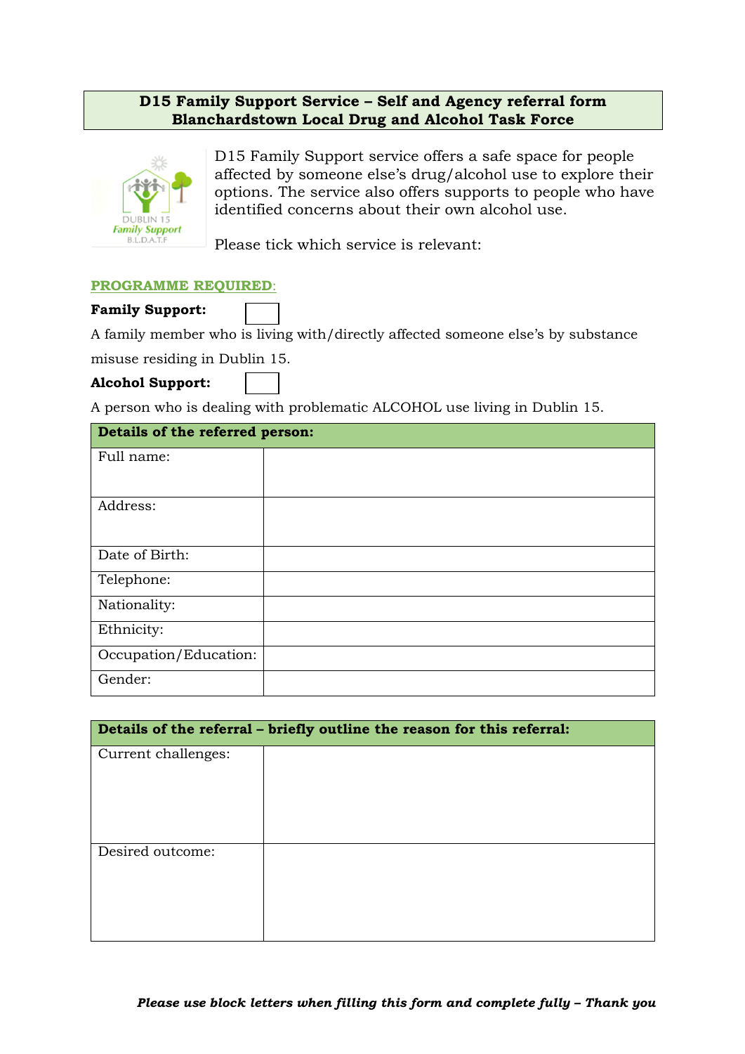# D15 Family Support Service – Self and Agency referral form
# Blanchardstown Local Drug and Alcohol Task Force

D15 Family Support service offers a safe space for people affected by someone else's drug/alcohol use to explore their options. The service also offers supports to people who have identified concerns about their own alcohol use.

Please tick which service is relevant:

**PROGRAMME REQUIRED:**

**Family Support:** ☐

A family member who is living with/directly affected someone else's by substance misuse residing in Dublin 15.

**Alcohol Support:** ☐

A person who is dealing with problematic ALCOHOL use living in Dublin 15.

| **Details of the referred person:** | |
|---|---|
| Full name: | |
| Address: | |
| Date of Birth: | |
| Telephone: | |
| Nationality: | |
| Ethnicity: | |
| Occupation/Education: | |
| Gender: | |

| **Details of the referral – briefly outline the reason for this referral:** | |
|---|---|
| Current challenges: | |
| Desired outcome: | |

***Please use block letters when filling this form and complete fully – Thank you***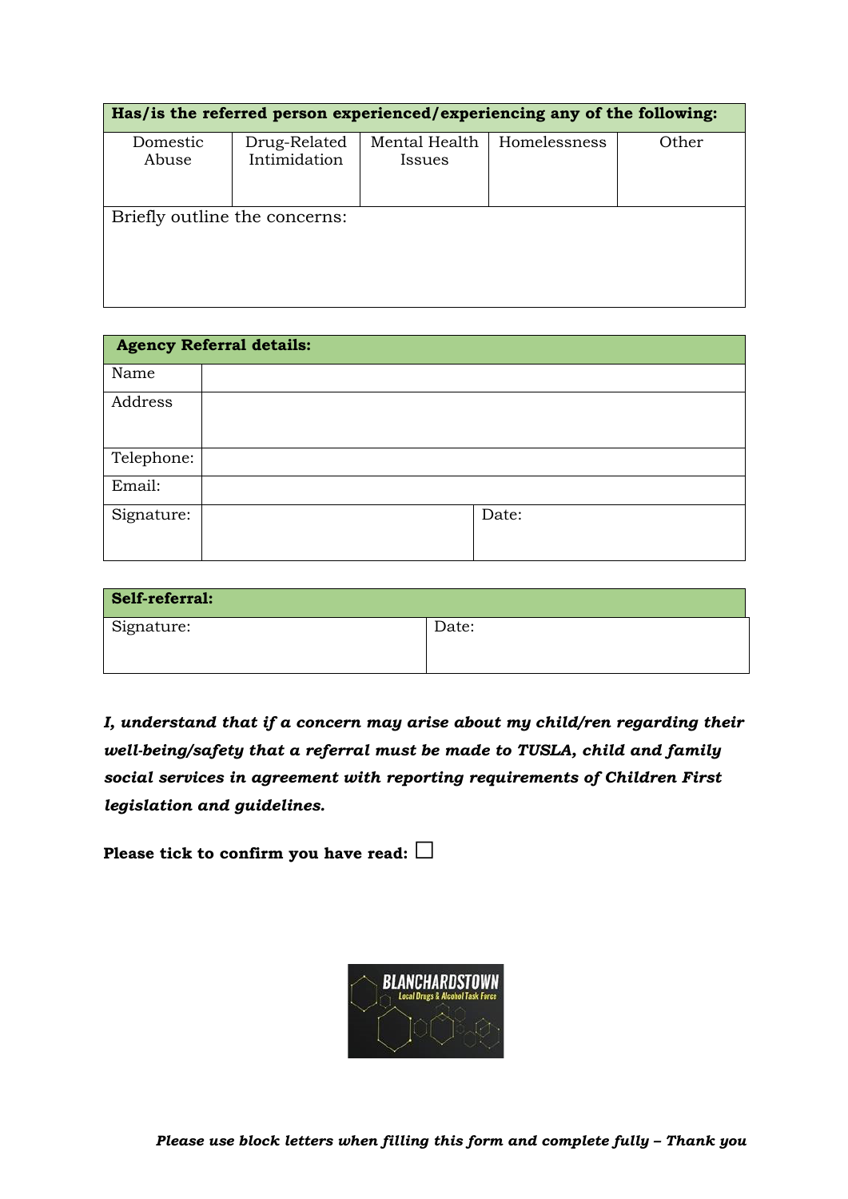| Has/is the referred person experienced/experiencing any of the following: | | | | |
|---|---|---|---|---|
| Domestic Abuse | Drug-Related Intimidation | Mental Health Issues | Homelessness | Other |
| | | | | |
| Briefly outline the concerns: | | | | |

| Agency Referral details: | | | |
|---|---|---|---|
| Name | | | |
| Address | | | |
| Telephone: | | | |
| Email: | | | |
| Signature: | | Date: | |

| Self-referral: | |
|---|---|
| Signature: | Date: |

***I, understand that if a concern may arise about my child/ren regarding their well-being/safety that a referral must be made to TUSLA, child and family social services in agreement with reporting requirements of Children First legislation and guidelines.***

**Please tick to confirm you have read:** ☐

BLANCHARDSTOWN
Local Drugs & Alcohol Task Force

***Please use block letters when filling this form and complete fully – Thank you***